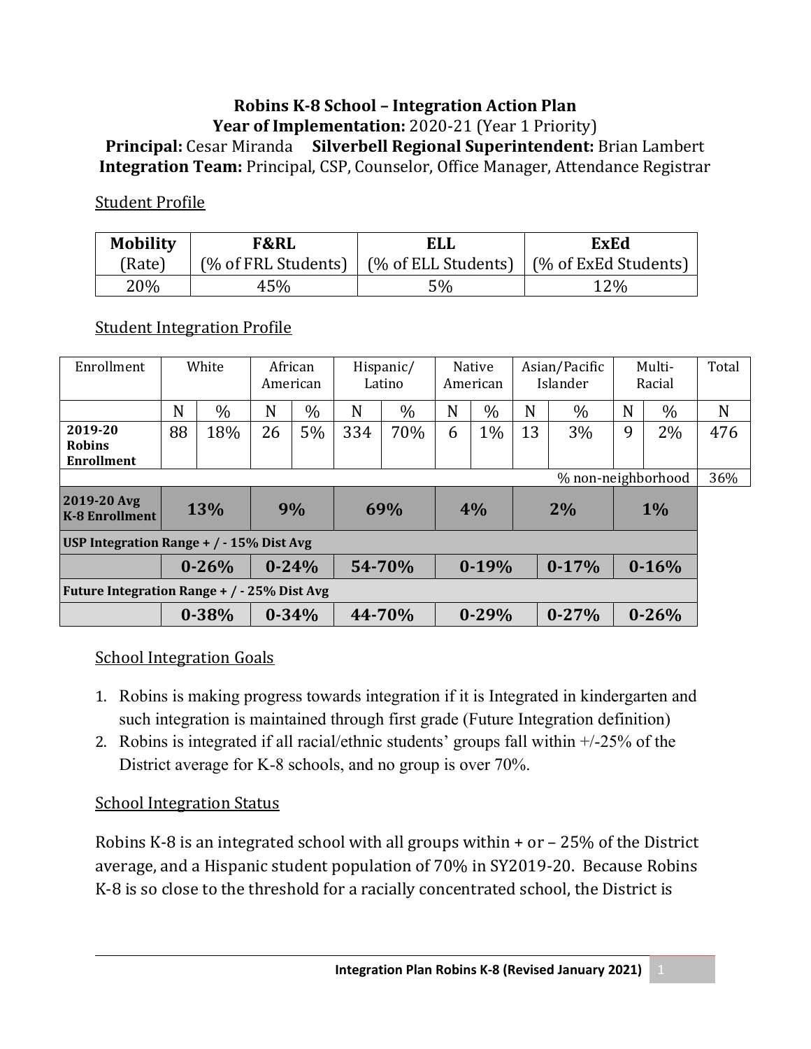# Robins K-8 School – Integration Action Plan

**Year of Implementation:** 2020-21 (Year 1 Priority)

**Principal:** Cesar Miranda **Silverbell Regional Superintendent:** Brian Lambert

**Integration Team:** Principal, CSP, Counselor, Office Manager, Attendance Registrar

## Student Profile

| Mobility (Rate) | F&RL (% of FRL Students) | ELL (% of ELL Students) | ExEd (% of ExEd Students) |
|---|---|---|---|
| 20% | 45% | 5% | 12% |

## Student Integration Profile

| Enrollment | White | | African American | | Hispanic/ Latino | | Native American | | Asian/Pacific Islander | | Multi-Racial | | Total |
|---|---|---|---|---|---|---|---|---|---|---|---|---|---|
| | N | % | N | % | N | % | N | % | N | % | N | % | N |
| **2019-20 Robins Enrollment** | 88 | 18% | 26 | 5% | 334 | 70% | 6 | 1% | 13 | 3% | 9 | 2% | 476 |
| | | | | | | | | | | | % non-neighborhood | | 36% |
| **2019-20 Avg K-8 Enrollment** | **13%** | | **9%** | | **69%** | | **4%** | | **2%** | | **1%** | | |
| **USP Integration Range + / - 15% Dist Avg** | | | | | | | | | | | | | |
| | **0-26%** | | **0-24%** | | **54-70%** | | **0-19%** | | **0-17%** | | **0-16%** | | |
| **Future Integration Range + / - 25% Dist Avg** | | | | | | | | | | | | | |
| | **0-38%** | | **0-34%** | | **44-70%** | | **0-29%** | | **0-27%** | | **0-26%** | | |

## School Integration Goals

1. Robins is making progress towards integration if it is Integrated in kindergarten and such integration is maintained through first grade (Future Integration definition)
2. Robins is integrated if all racial/ethnic students' groups fall within +/-25% of the District average for K-8 schools, and no group is over 70%.

## School Integration Status

Robins K-8 is an integrated school with all groups within + or – 25% of the District average, and a Hispanic student population of 70% in SY2019-20. Because Robins K-8 is so close to the threshold for a racially concentrated school, the District is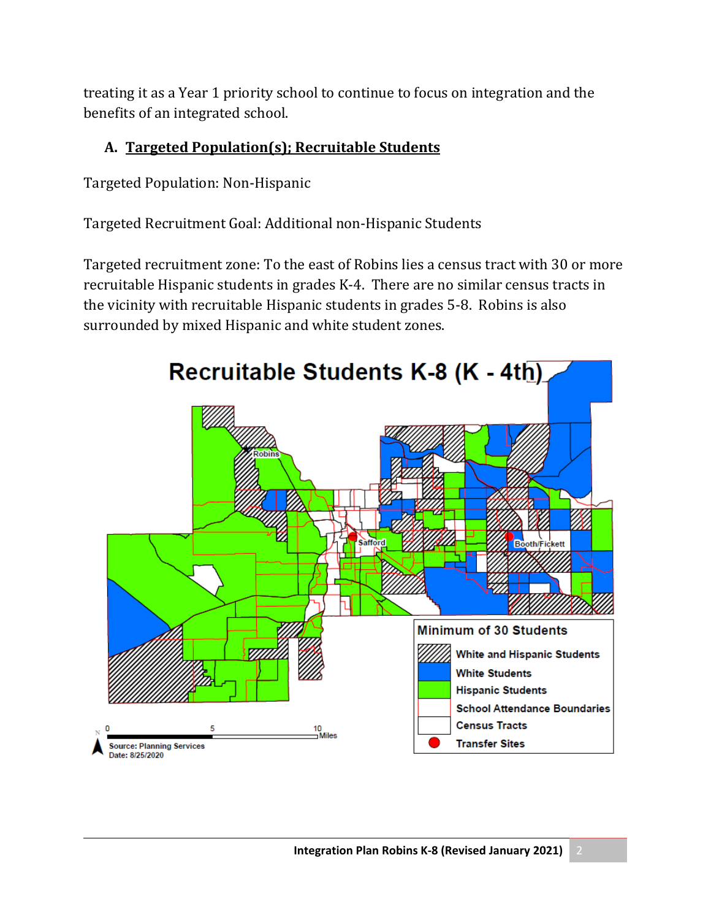treating it as a Year 1 priority school to continue to focus on integration and the benefits of an integrated school.

### A. Targeted Population(s); Recruitable Students

Targeted Population: Non-Hispanic

Targeted Recruitment Goal: Additional non-Hispanic Students

Targeted recruitment zone: To the east of Robins lies a census tract with 30 or more recruitable Hispanic students in grades K-4. There are no similar census tracts in the vicinity with recruitable Hispanic students in grades 5-8. Robins is also surrounded by mixed Hispanic and white student zones.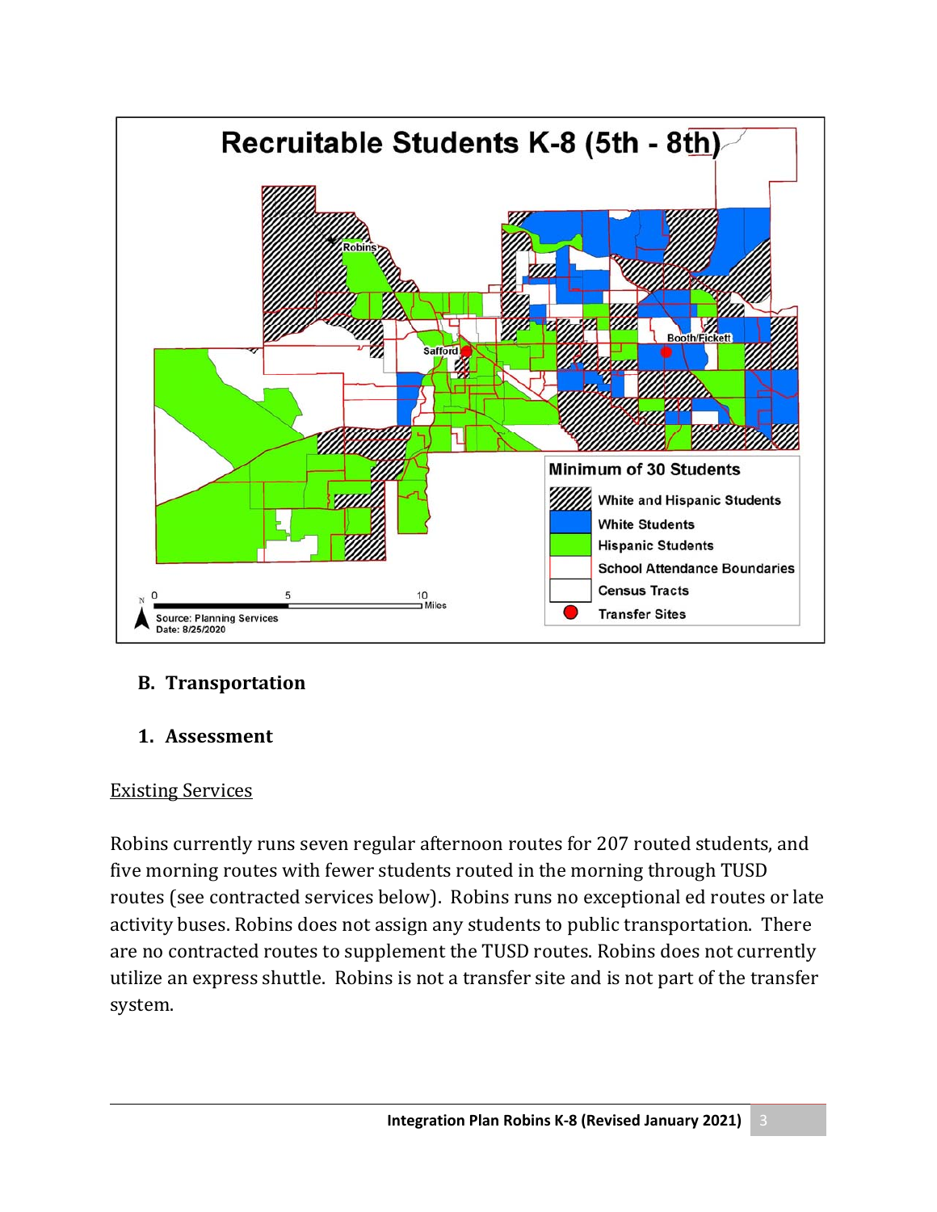## B. Transportation

### 1. Assessment

Existing Services

Robins currently runs seven regular afternoon routes for 207 routed students, and five morning routes with fewer students routed in the morning through TUSD routes (see contracted services below). Robins runs no exceptional ed routes or late activity buses. Robins does not assign any students to public transportation. There are no contracted routes to supplement the TUSD routes. Robins does not currently utilize an express shuttle. Robins is not a transfer site and is not part of the transfer system.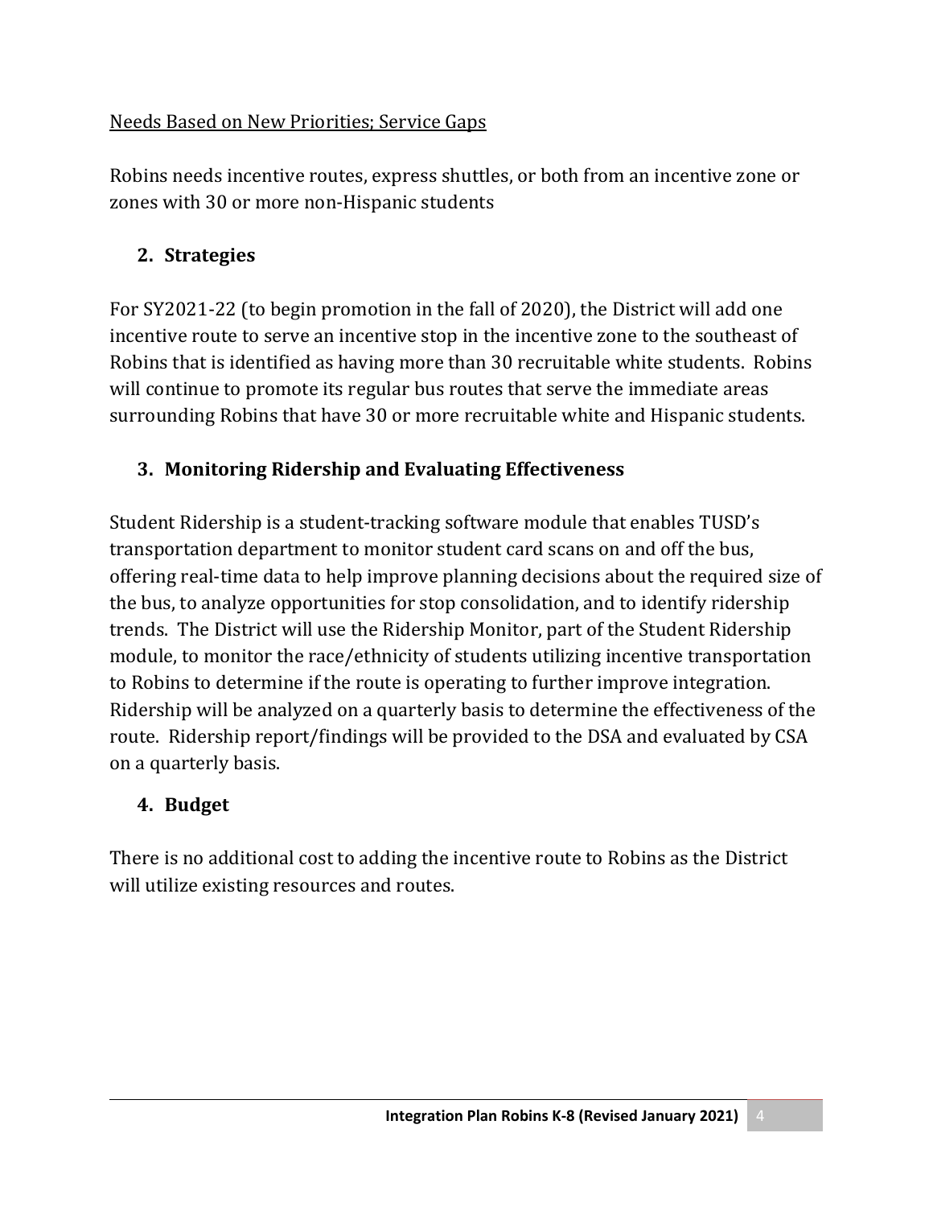<u>Needs Based on New Priorities; Service Gaps</u>

Robins needs incentive routes, express shuttles, or both from an incentive zone or zones with 30 or more non-Hispanic students

## 2. Strategies

For SY2021-22 (to begin promotion in the fall of 2020), the District will add one incentive route to serve an incentive stop in the incentive zone to the southeast of Robins that is identified as having more than 30 recruitable white students. Robins will continue to promote its regular bus routes that serve the immediate areas surrounding Robins that have 30 or more recruitable white and Hispanic students.

## 3. Monitoring Ridership and Evaluating Effectiveness

Student Ridership is a student-tracking software module that enables TUSD's transportation department to monitor student card scans on and off the bus, offering real-time data to help improve planning decisions about the required size of the bus, to analyze opportunities for stop consolidation, and to identify ridership trends. The District will use the Ridership Monitor, part of the Student Ridership module, to monitor the race/ethnicity of students utilizing incentive transportation to Robins to determine if the route is operating to further improve integration. Ridership will be analyzed on a quarterly basis to determine the effectiveness of the route. Ridership report/findings will be provided to the DSA and evaluated by CSA on a quarterly basis.

## 4. Budget

There is no additional cost to adding the incentive route to Robins as the District will utilize existing resources and routes.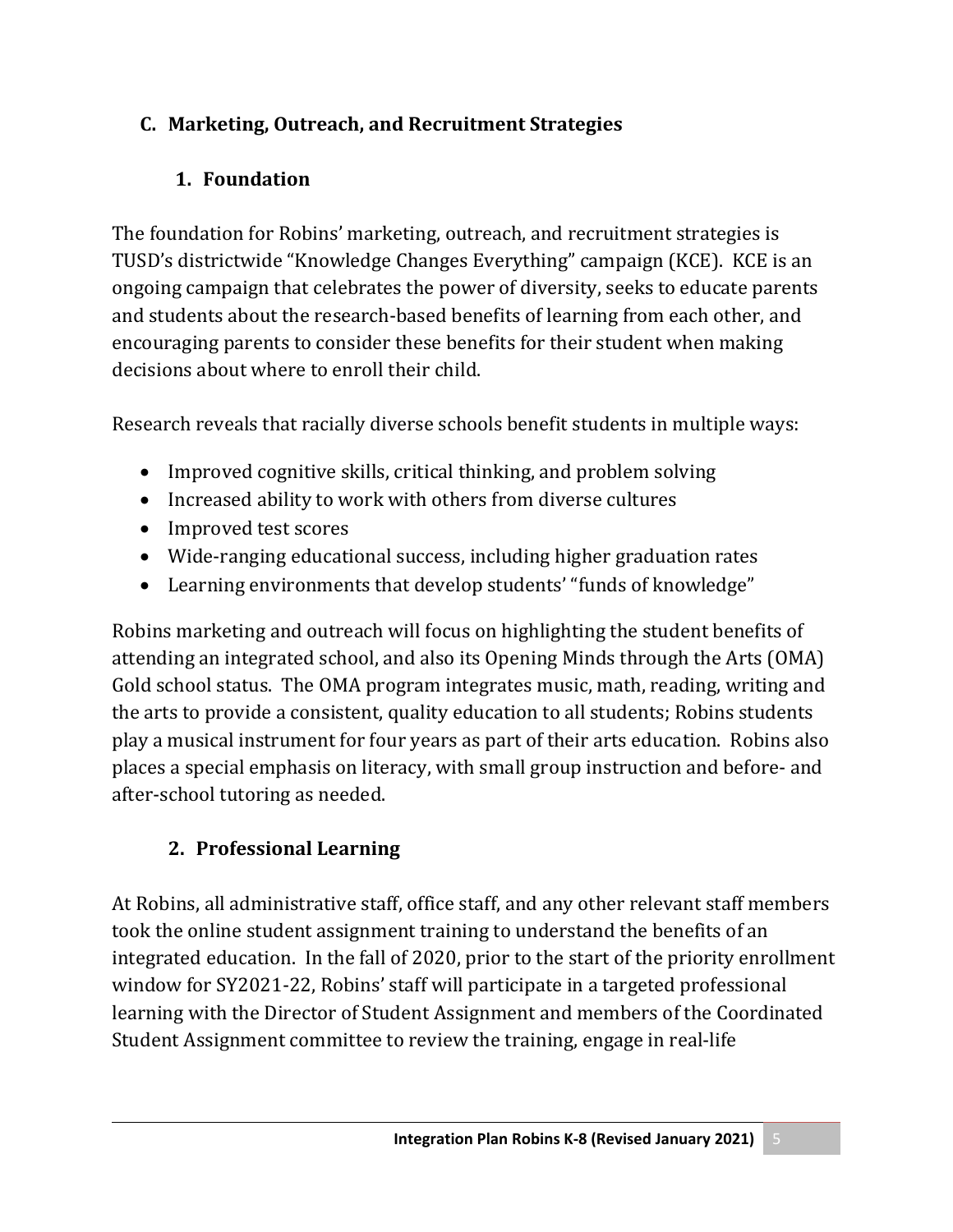## C. Marketing, Outreach, and Recruitment Strategies

### 1. Foundation

The foundation for Robins' marketing, outreach, and recruitment strategies is TUSD's districtwide "Knowledge Changes Everything" campaign (KCE). KCE is an ongoing campaign that celebrates the power of diversity, seeks to educate parents and students about the research-based benefits of learning from each other, and encouraging parents to consider these benefits for their student when making decisions about where to enroll their child.

Research reveals that racially diverse schools benefit students in multiple ways:

- Improved cognitive skills, critical thinking, and problem solving
- Increased ability to work with others from diverse cultures
- Improved test scores
- Wide-ranging educational success, including higher graduation rates
- Learning environments that develop students' "funds of knowledge"

Robins marketing and outreach will focus on highlighting the student benefits of attending an integrated school, and also its Opening Minds through the Arts (OMA) Gold school status. The OMA program integrates music, math, reading, writing and the arts to provide a consistent, quality education to all students; Robins students play a musical instrument for four years as part of their arts education. Robins also places a special emphasis on literacy, with small group instruction and before- and after-school tutoring as needed.

### 2. Professional Learning

At Robins, all administrative staff, office staff, and any other relevant staff members took the online student assignment training to understand the benefits of an integrated education. In the fall of 2020, prior to the start of the priority enrollment window for SY2021-22, Robins' staff will participate in a targeted professional learning with the Director of Student Assignment and members of the Coordinated Student Assignment committee to review the training, engage in real-life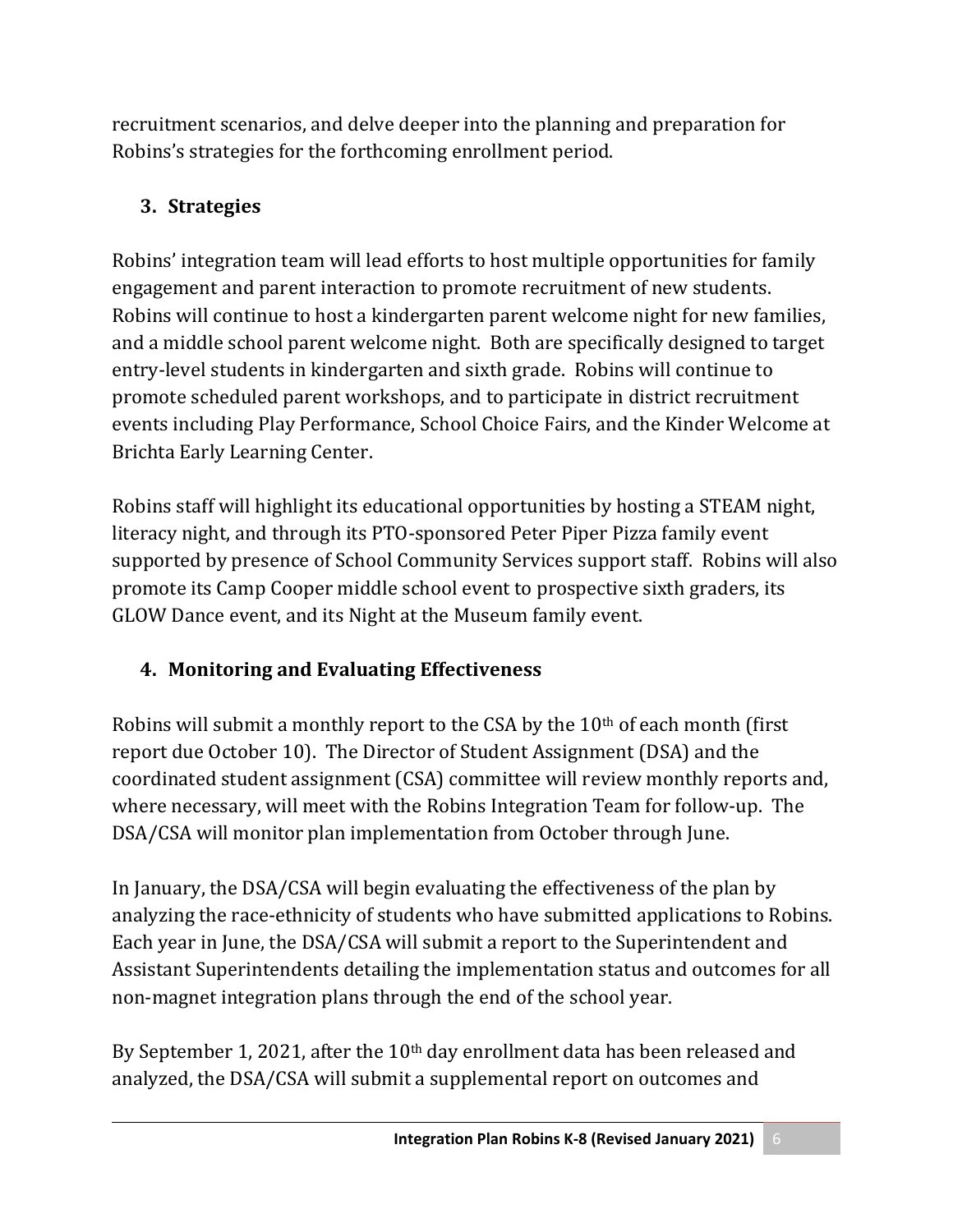recruitment scenarios, and delve deeper into the planning and preparation for Robins's strategies for the forthcoming enrollment period.

## 3. Strategies

Robins' integration team will lead efforts to host multiple opportunities for family engagement and parent interaction to promote recruitment of new students. Robins will continue to host a kindergarten parent welcome night for new families, and a middle school parent welcome night. Both are specifically designed to target entry-level students in kindergarten and sixth grade. Robins will continue to promote scheduled parent workshops, and to participate in district recruitment events including Play Performance, School Choice Fairs, and the Kinder Welcome at Brichta Early Learning Center.

Robins staff will highlight its educational opportunities by hosting a STEAM night, literacy night, and through its PTO-sponsored Peter Piper Pizza family event supported by presence of School Community Services support staff. Robins will also promote its Camp Cooper middle school event to prospective sixth graders, its GLOW Dance event, and its Night at the Museum family event.

## 4. Monitoring and Evaluating Effectiveness

Robins will submit a monthly report to the CSA by the 10th of each month (first report due October 10). The Director of Student Assignment (DSA) and the coordinated student assignment (CSA) committee will review monthly reports and, where necessary, will meet with the Robins Integration Team for follow-up. The DSA/CSA will monitor plan implementation from October through June.

In January, the DSA/CSA will begin evaluating the effectiveness of the plan by analyzing the race-ethnicity of students who have submitted applications to Robins. Each year in June, the DSA/CSA will submit a report to the Superintendent and Assistant Superintendents detailing the implementation status and outcomes for all non-magnet integration plans through the end of the school year.

By September 1, 2021, after the 10th day enrollment data has been released and analyzed, the DSA/CSA will submit a supplemental report on outcomes and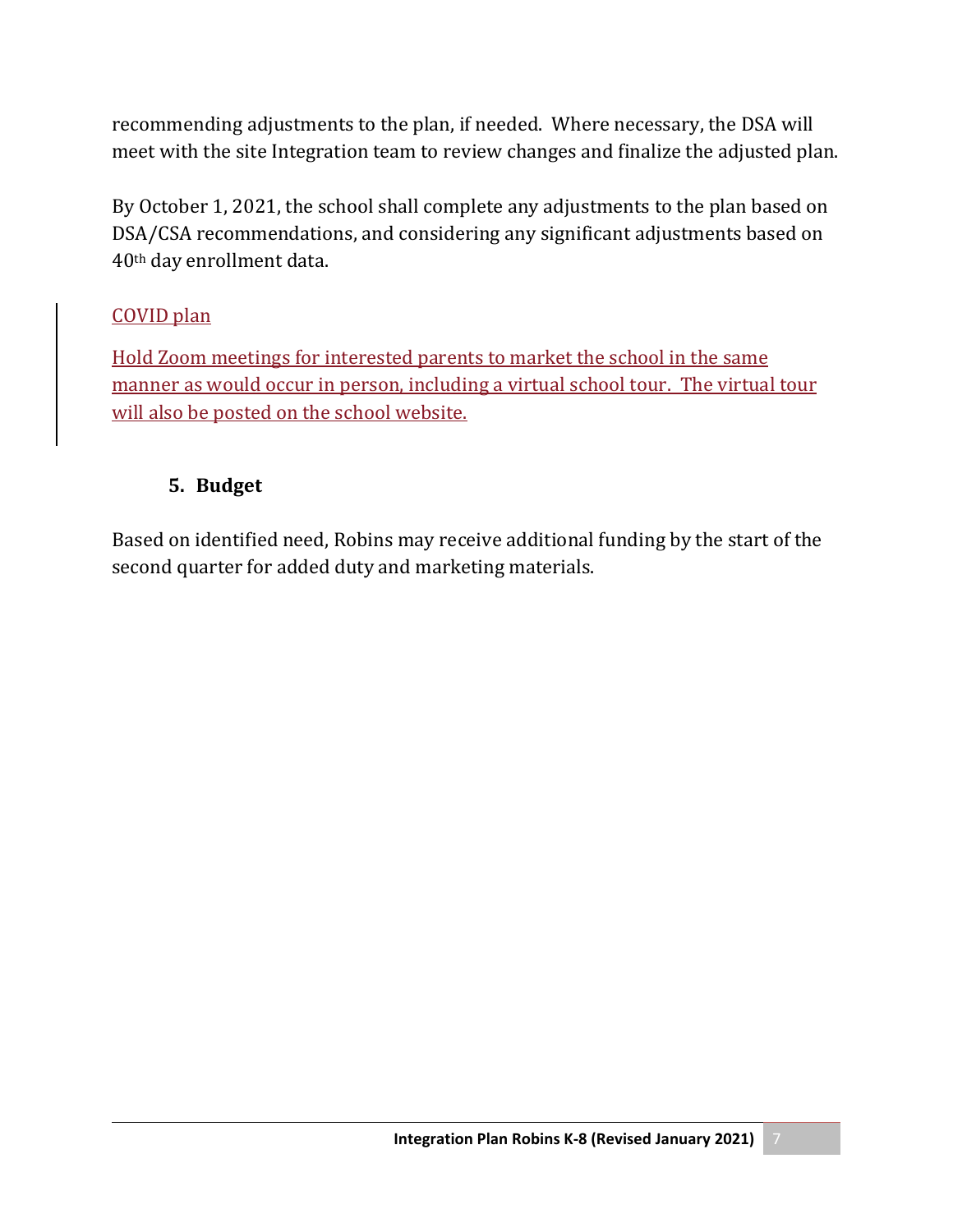recommending adjustments to the plan, if needed. Where necessary, the DSA will meet with the site Integration team to review changes and finalize the adjusted plan.

By October 1, 2021, the school shall complete any adjustments to the plan based on DSA/CSA recommendations, and considering any significant adjustments based on 40th day enrollment data.

COVID plan

Hold Zoom meetings for interested parents to market the school in the same manner as would occur in person, including a virtual school tour. The virtual tour will also be posted on the school website.

## 5. Budget

Based on identified need, Robins may receive additional funding by the start of the second quarter for added duty and marketing materials.